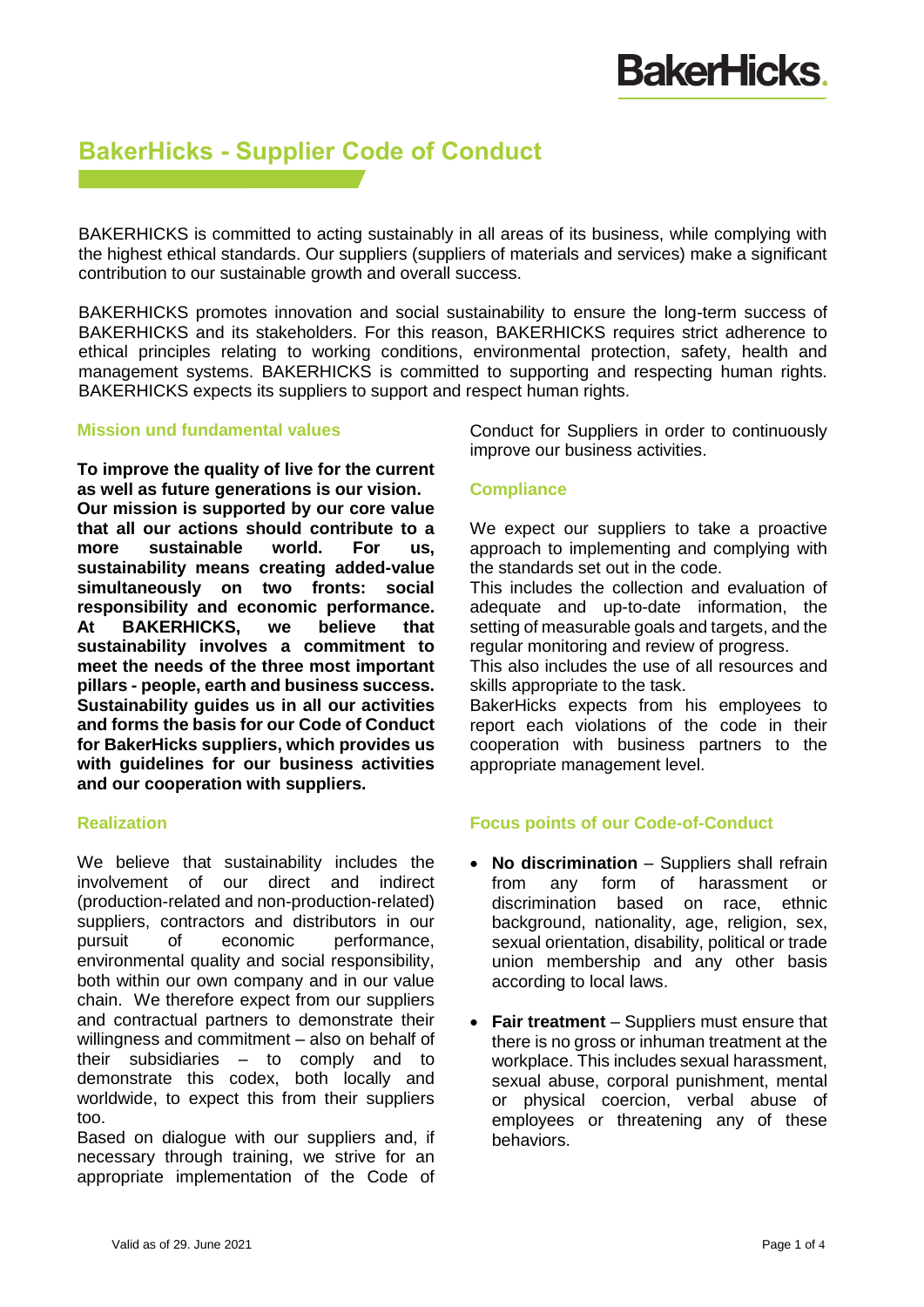# BakerHicks - Supplier Code of Conduct

BAKERHICKS is committed to acting sustainably in all areas of its business, while complying with the highest ethical standards. Our suppliers (suppliers of materials and services) make a significant contribution to our sustainable growth and overall success.

BAKERHICKS promotes innovation and social sustainability to ensure the long-term success of BAKERHICKS and its stakeholders. For this reason, BAKERHICKS requires strict adherence to ethical principles relating to working conditions, environmental protection, safety, health and management systems. BAKERHICKS is committed to supporting and respecting human rights. BAKERHICKS expects its suppliers to support and respect human rights.

## Mission und fundamental values

**To improve the quality of live for the current as well as future generations is our vision. Our mission is supported by our core value that all our actions should contribute to a more sustainable world. For us, sustainability means creating added-value simultaneously on two fronts: social responsibility and economic performance. At BAKERHICKS, we believe that sustainability involves a commitment to meet the needs of the three most important pillars - people, earth and business success. Sustainability guides us in all our activities and forms the basis for our Code of Conduct for BakerHicks suppliers, which provides us with guidelines for our business activities and our cooperation with suppliers.**

## Realization

We believe that sustainability includes the involvement of our direct and indirect (production-related and non-production-related) suppliers, contractors and distributors in our pursuit of economic performance, environmental quality and social responsibility, both within our own company and in our value chain. We therefore expect from our suppliers and contractual partners to demonstrate their willingness and commitment – also on behalf of their subsidiaries – to comply and to demonstrate this codex, both locally and worldwide, to expect this from their suppliers too.

Based on dialogue with our suppliers and, if necessary through training, we strive for an appropriate implementation of the Code of Conduct for Suppliers in order to continuously improve our business activities.

## Compliance

We expect our suppliers to take a proactive approach to implementing and complying with the standards set out in the code.

This includes the collection and evaluation of adequate and up-to-date information, the setting of measurable goals and targets, and the regular monitoring and review of progress.

This also includes the use of all resources and skills appropriate to the task.

BakerHicks expects from his employees to report each violations of the code in their cooperation with business partners to the appropriate management level.

## Focus points of our Code-of-Conduct

- **No discrimination** – Suppliers shall refrain from any form of harassment or discrimination based on race, ethnic background, nationality, age, religion, sex, sexual orientation, disability, political or trade union membership and any other basis according to local laws.
- **Fair treatment** – Suppliers must ensure that there is no gross or inhuman treatment at the workplace. This includes sexual harassment, sexual abuse, corporal punishment, mental or physical coercion, verbal abuse of employees or threatening any of these behaviors.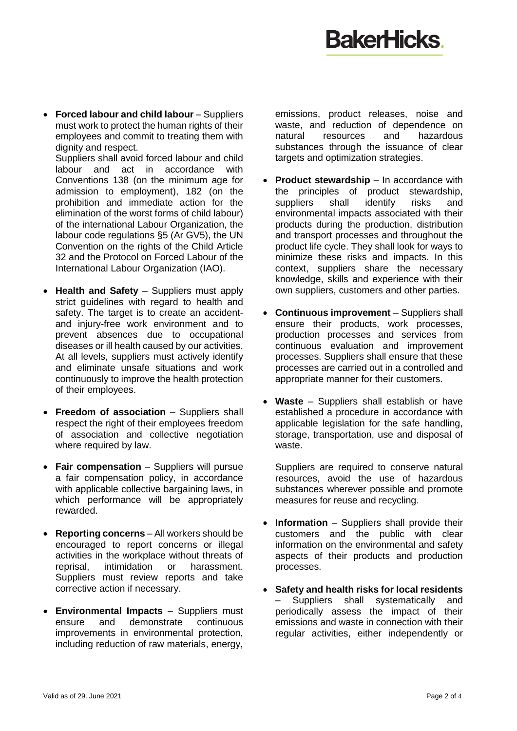- **Forced labour and child labour** – Suppliers must work to protect the human rights of their employees and commit to treating them with dignity and respect.
  Suppliers shall avoid forced labour and child labour and act in accordance with Conventions 138 (on the minimum age for admission to employment), 182 (on the prohibition and immediate action for the elimination of the worst forms of child labour) of the international Labour Organization, the labour code regulations §5 (Ar GV5), the UN Convention on the rights of the Child Article 32 and the Protocol on Forced Labour of the International Labour Organization (IAO).

- **Health and Safety** – Suppliers must apply strict guidelines with regard to health and safety. The target is to create an accident- and injury-free work environment and to prevent absences due to occupational diseases or ill health caused by our activities. At all levels, suppliers must actively identify and eliminate unsafe situations and work continuously to improve the health protection of their employees.

- **Freedom of association** – Suppliers shall respect the right of their employees freedom of association and collective negotiation where required by law.

- **Fair compensation** – Suppliers will pursue a fair compensation policy, in accordance with applicable collective bargaining laws, in which performance will be appropriately rewarded.

- **Reporting concerns** – All workers should be encouraged to report concerns or illegal activities in the workplace without threats of reprisal, intimidation or harassment. Suppliers must review reports and take corrective action if necessary.

- **Environmental Impacts** – Suppliers must ensure and demonstrate continuous improvements in environmental protection, including reduction of raw materials, energy, emissions, product releases, noise and waste, and reduction of dependence on natural resources and hazardous substances through the issuance of clear targets and optimization strategies.

- **Product stewardship** – In accordance with the principles of product stewardship, suppliers shall identify risks and environmental impacts associated with their products during the production, distribution and transport processes and throughout the product life cycle. They shall look for ways to minimize these risks and impacts. In this context, suppliers share the necessary knowledge, skills and experience with their own suppliers, customers and other parties.

- **Continuous improvement** – Suppliers shall ensure their products, work processes, production processes and services from continuous evaluation and improvement processes. Suppliers shall ensure that these processes are carried out in a controlled and appropriate manner for their customers.

- **Waste** – Suppliers shall establish or have established a procedure in accordance with applicable legislation for the safe handling, storage, transportation, use and disposal of waste.

  Suppliers are required to conserve natural resources, avoid the use of hazardous substances wherever possible and promote measures for reuse and recycling.

- **Information** – Suppliers shall provide their customers and the public with clear information on the environmental and safety aspects of their products and production processes.

- **Safety and health risks for local residents** – Suppliers shall systematically and periodically assess the impact of their emissions and waste in connection with their regular activities, either independently or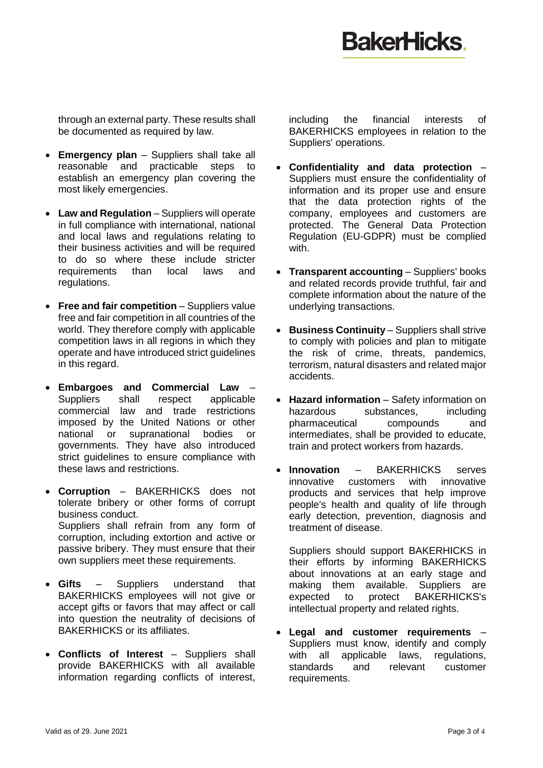through an external party. These results shall be documented as required by law.

- **Emergency plan** – Suppliers shall take all reasonable and practicable steps to establish an emergency plan covering the most likely emergencies.

- **Law and Regulation** – Suppliers will operate in full compliance with international, national and local laws and regulations relating to their business activities and will be required to do so where these include stricter requirements than local laws and regulations.

- **Free and fair competition** – Suppliers value free and fair competition in all countries of the world. They therefore comply with applicable competition laws in all regions in which they operate and have introduced strict guidelines in this regard.

- **Embargoes and Commercial Law** – Suppliers shall respect applicable commercial law and trade restrictions imposed by the United Nations or other national or supranational bodies or governments. They have also introduced strict guidelines to ensure compliance with these laws and restrictions.

- **Corruption** – BAKERHICKS does not tolerate bribery or other forms of corrupt business conduct.
  Suppliers shall refrain from any form of corruption, including extortion and active or passive bribery. They must ensure that their own suppliers meet these requirements.

- **Gifts** – Suppliers understand that BAKERHICKS employees will not give or accept gifts or favors that may affect or call into question the neutrality of decisions of BAKERHICKS or its affiliates.

- **Conflicts of Interest** – Suppliers shall provide BAKERHICKS with all available information regarding conflicts of interest, including the financial interests of BAKERHICKS employees in relation to the Suppliers' operations.

- **Confidentiality and data protection** – Suppliers must ensure the confidentiality of information and its proper use and ensure that the data protection rights of the company, employees and customers are protected. The General Data Protection Regulation (EU-GDPR) must be complied with.

- **Transparent accounting** – Suppliers' books and related records provide truthful, fair and complete information about the nature of the underlying transactions.

- **Business Continuity** – Suppliers shall strive to comply with policies and plan to mitigate the risk of crime, threats, pandemics, terrorism, natural disasters and related major accidents.

- **Hazard information** – Safety information on hazardous substances, including pharmaceutical compounds and intermediates, shall be provided to educate, train and protect workers from hazards.

- **Innovation** – BAKERHICKS serves innovative customers with innovative products and services that help improve people's health and quality of life through early detection, prevention, diagnosis and treatment of disease.

  Suppliers should support BAKERHICKS in their efforts by informing BAKERHICKS about innovations at an early stage and making them available. Suppliers are expected to protect BAKERHICKS's intellectual property and related rights.

- **Legal and customer requirements** – Suppliers must know, identify and comply with all applicable laws, regulations, standards and relevant customer requirements.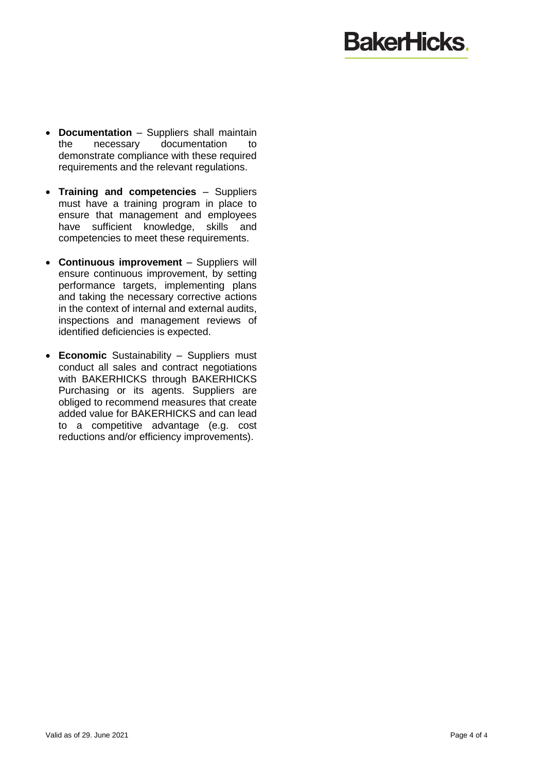- **Documentation** – Suppliers shall maintain the necessary documentation to demonstrate compliance with these required requirements and the relevant regulations.

- **Training and competencies** – Suppliers must have a training program in place to ensure that management and employees have sufficient knowledge, skills and competencies to meet these requirements.

- **Continuous improvement** – Suppliers will ensure continuous improvement, by setting performance targets, implementing plans and taking the necessary corrective actions in the context of internal and external audits, inspections and management reviews of identified deficiencies is expected.

- **Economic** Sustainability – Suppliers must conduct all sales and contract negotiations with BAKERHICKS through BAKERHICKS Purchasing or its agents. Suppliers are obliged to recommend measures that create added value for BAKERHICKS and can lead to a competitive advantage (e.g. cost reductions and/or efficiency improvements).